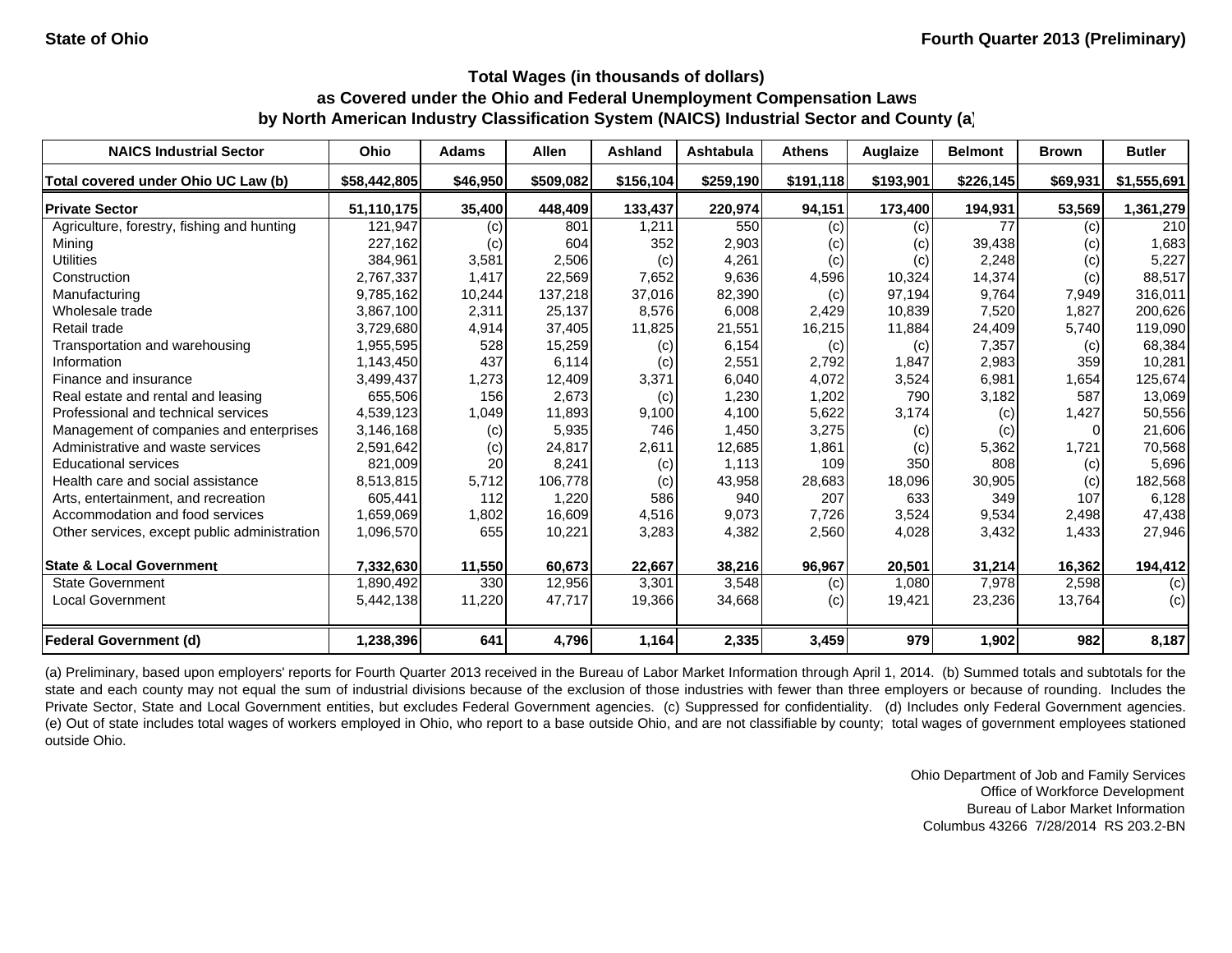State of Ohio — Fourth Quarter 2013 (Preliminary)

## Total Wages (in thousands of dollars) as Covered under the Ohio and Federal Unemployment Compensation Laws by North American Industry Classification System (NAICS) Industrial Sector and County (a)

| NAICS Industrial Sector | Ohio | Adams | Allen | Ashland | Ashtabula | Athens | Auglaize | Belmont | Brown | Butler |
|---|---|---|---|---|---|---|---|---|---|---|
| **Total covered under Ohio UC Law (b)** | **$58,442,805** | **$46,950** | **$509,082** | **$156,104** | **$259,190** | **$191,118** | **$193,901** | **$226,145** | **$69,931** | **$1,555,691** |
| **Private Sector** | **51,110,175** | **35,400** | **448,409** | **133,437** | **220,974** | **94,151** | **173,400** | **194,931** | **53,569** | **1,361,279** |
| Agriculture, forestry, fishing and hunting | 121,947 | (c) | 801 | 1,211 | 550 | (c) | (c) | 77 | (c) | 210 |
| Mining | 227,162 | (c) | 604 | 352 | 2,903 | (c) | (c) | 39,438 | (c) | 1,683 |
| Utilities | 384,961 | 3,581 | 2,506 | (c) | 4,261 | (c) | (c) | 2,248 | (c) | 5,227 |
| Construction | 2,767,337 | 1,417 | 22,569 | 7,652 | 9,636 | 4,596 | 10,324 | 14,374 | (c) | 88,517 |
| Manufacturing | 9,785,162 | 10,244 | 137,218 | 37,016 | 82,390 | (c) | 97,194 | 9,764 | 7,949 | 316,011 |
| Wholesale trade | 3,867,100 | 2,311 | 25,137 | 8,576 | 6,008 | 2,429 | 10,839 | 7,520 | 1,827 | 200,626 |
| Retail trade | 3,729,680 | 4,914 | 37,405 | 11,825 | 21,551 | 16,215 | 11,884 | 24,409 | 5,740 | 119,090 |
| Transportation and warehousing | 1,955,595 | 528 | 15,259 | (c) | 6,154 | (c) | (c) | 7,357 | (c) | 68,384 |
| Information | 1,143,450 | 437 | 6,114 | (c) | 2,551 | 2,792 | 1,847 | 2,983 | 359 | 10,281 |
| Finance and insurance | 3,499,437 | 1,273 | 12,409 | 3,371 | 6,040 | 4,072 | 3,524 | 6,981 | 1,654 | 125,674 |
| Real estate and rental and leasing | 655,506 | 156 | 2,673 | (c) | 1,230 | 1,202 | 790 | 3,182 | 587 | 13,069 |
| Professional and technical services | 4,539,123 | 1,049 | 11,893 | 9,100 | 4,100 | 5,622 | 3,174 | (c) | 1,427 | 50,556 |
| Management of companies and enterprises | 3,146,168 | (c) | 5,935 | 746 | 1,450 | 3,275 | (c) | (c) | 0 | 21,606 |
| Administrative and waste services | 2,591,642 | (c) | 24,817 | 2,611 | 12,685 | 1,861 | (c) | 5,362 | 1,721 | 70,568 |
| Educational services | 821,009 | 20 | 8,241 | (c) | 1,113 | 109 | 350 | 808 | (c) | 5,696 |
| Health care and social assistance | 8,513,815 | 5,712 | 106,778 | (c) | 43,958 | 28,683 | 18,096 | 30,905 | (c) | 182,568 |
| Arts, entertainment, and recreation | 605,441 | 112 | 1,220 | 586 | 940 | 207 | 633 | 349 | 107 | 6,128 |
| Accommodation and food services | 1,659,069 | 1,802 | 16,609 | 4,516 | 9,073 | 7,726 | 3,524 | 9,534 | 2,498 | 47,438 |
| Other services, except public administration | 1,096,570 | 655 | 10,221 | 3,283 | 4,382 | 2,560 | 4,028 | 3,432 | 1,433 | 27,946 |
| **State & Local Government** | **7,332,630** | **11,550** | **60,673** | **22,667** | **38,216** | **96,967** | **20,501** | **31,214** | **16,362** | **194,412** |
| State Government | 1,890,492 | 330 | 12,956 | 3,301 | 3,548 | (c) | 1,080 | 7,978 | 2,598 | (c) |
| Local Government | 5,442,138 | 11,220 | 47,717 | 19,366 | 34,668 | (c) | 19,421 | 23,236 | 13,764 | (c) |
| **Federal Government (d)** | **1,238,396** | **641** | **4,796** | **1,164** | **2,335** | **3,459** | **979** | **1,902** | **982** | **8,187** |

(a) Preliminary, based upon employers' reports for Fourth Quarter 2013 received in the Bureau of Labor Market Information through April 1, 2014. (b) Summed totals and subtotals for the state and each county may not equal the sum of industrial divisions because of the exclusion of those industries with fewer than three employers or because of rounding. Includes the Private Sector, State and Local Government entities, but excludes Federal Government agencies. (c) Suppressed for confidentiality. (d) Includes only Federal Government agencies. (e) Out of state includes total wages of workers employed in Ohio, who report to a base outside Ohio, and are not classifiable by county; total wages of government employees stationed outside Ohio.

Ohio Department of Job and Family Services
Office of Workforce Development
Bureau of Labor Market Information
Columbus 43266 7/28/2014 RS 203.2-BN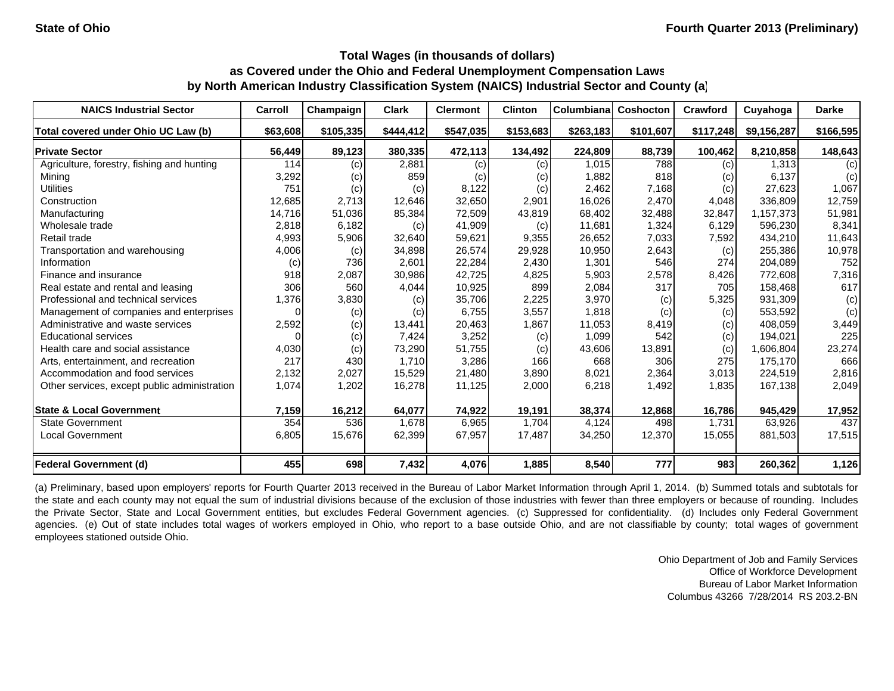State of Ohio

Fourth Quarter 2013 (Preliminary)

### Total Wages (in thousands of dollars)
### as Covered under the Ohio and Federal Unemployment Compensation Laws
### by North American Industry Classification System (NAICS) Industrial Sector and County (a)

| NAICS Industrial Sector | Carroll | Champaign | Clark | Clermont | Clinton | Columbiana | Coshocton | Crawford | Cuyahoga | Darke |
|---|---|---|---|---|---|---|---|---|---|---|
| **Total covered under Ohio UC Law (b)** | **$63,608** | **$105,335** | **$444,412** | **$547,035** | **$153,683** | **$263,183** | **$101,607** | **$117,248** | **$9,156,287** | **$166,595** |
| **Private Sector** | **56,449** | **89,123** | **380,335** | **472,113** | **134,492** | **224,809** | **88,739** | **100,462** | **8,210,858** | **148,643** |
| Agriculture, forestry, fishing and hunting | 114 | (c) | 2,881 | (c) | (c) | 1,015 | 788 | (c) | 1,313 | (c) |
| Mining | 3,292 | (c) | 859 | (c) | (c) | 1,882 | 818 | (c) | 6,137 | (c) |
| Utilities | 751 | (c) | (c) | 8,122 | (c) | 2,462 | 7,168 | (c) | 27,623 | 1,067 |
| Construction | 12,685 | 2,713 | 12,646 | 32,650 | 2,901 | 16,026 | 2,470 | 4,048 | 336,809 | 12,759 |
| Manufacturing | 14,716 | 51,036 | 85,384 | 72,509 | 43,819 | 68,402 | 32,488 | 32,847 | 1,157,373 | 51,981 |
| Wholesale trade | 2,818 | 6,182 | (c) | 41,909 | (c) | 11,681 | 1,324 | 6,129 | 596,230 | 8,341 |
| Retail trade | 4,993 | 5,906 | 32,640 | 59,621 | 9,355 | 26,652 | 7,033 | 7,592 | 434,210 | 11,643 |
| Transportation and warehousing | 4,006 | (c) | 34,898 | 26,574 | 29,928 | 10,950 | 2,643 | (c) | 255,386 | 10,978 |
| Information | (c) | 736 | 2,601 | 22,284 | 2,430 | 1,301 | 546 | 274 | 204,089 | 752 |
| Finance and insurance | 918 | 2,087 | 30,986 | 42,725 | 4,825 | 5,903 | 2,578 | 8,426 | 772,608 | 7,316 |
| Real estate and rental and leasing | 306 | 560 | 4,044 | 10,925 | 899 | 2,084 | 317 | 705 | 158,468 | 617 |
| Professional and technical services | 1,376 | 3,830 | (c) | 35,706 | 2,225 | 3,970 | (c) | 5,325 | 931,309 | (c) |
| Management of companies and enterprises | 0 | (c) | (c) | 6,755 | 3,557 | 1,818 | (c) | (c) | 553,592 | (c) |
| Administrative and waste services | 2,592 | (c) | 13,441 | 20,463 | 1,867 | 11,053 | 8,419 | (c) | 408,059 | 3,449 |
| Educational services | 0 | (c) | 7,424 | 3,252 | (c) | 1,099 | 542 | (c) | 194,021 | 225 |
| Health care and social assistance | 4,030 | (c) | 73,290 | 51,755 | (c) | 43,606 | 13,891 | (c) | 1,606,804 | 23,274 |
| Arts, entertainment, and recreation | 217 | 430 | 1,710 | 3,286 | 166 | 668 | 306 | 275 | 175,170 | 666 |
| Accommodation and food services | 2,132 | 2,027 | 15,529 | 21,480 | 3,890 | 8,021 | 2,364 | 3,013 | 224,519 | 2,816 |
| Other services, except public administration | 1,074 | 1,202 | 16,278 | 11,125 | 2,000 | 6,218 | 1,492 | 1,835 | 167,138 | 2,049 |
| **State & Local Government** | **7,159** | **16,212** | **64,077** | **74,922** | **19,191** | **38,374** | **12,868** | **16,786** | **945,429** | **17,952** |
| State Government | 354 | 536 | 1,678 | 6,965 | 1,704 | 4,124 | 498 | 1,731 | 63,926 | 437 |
| Local Government | 6,805 | 15,676 | 62,399 | 67,957 | 17,487 | 34,250 | 12,370 | 15,055 | 881,503 | 17,515 |
| **Federal Government (d)** | **455** | **698** | **7,432** | **4,076** | **1,885** | **8,540** | **777** | **983** | **260,362** | **1,126** |

(a) Preliminary, based upon employers' reports for Fourth Quarter 2013 received in the Bureau of Labor Market Information through April 1, 2014. (b) Summed totals and subtotals for the state and each county may not equal the sum of industrial divisions because of the exclusion of those industries with fewer than three employers or because of rounding. Includes the Private Sector, State and Local Government entities, but excludes Federal Government agencies. (c) Suppressed for confidentiality. (d) Includes only Federal Government agencies. (e) Out of state includes total wages of workers employed in Ohio, who report to a base outside Ohio, and are not classifiable by county; total wages of government employees stationed outside Ohio.

Ohio Department of Job and Family Services
Office of Workforce Development
Bureau of Labor Market Information
Columbus 43266 7/28/2014 RS 203.2-BN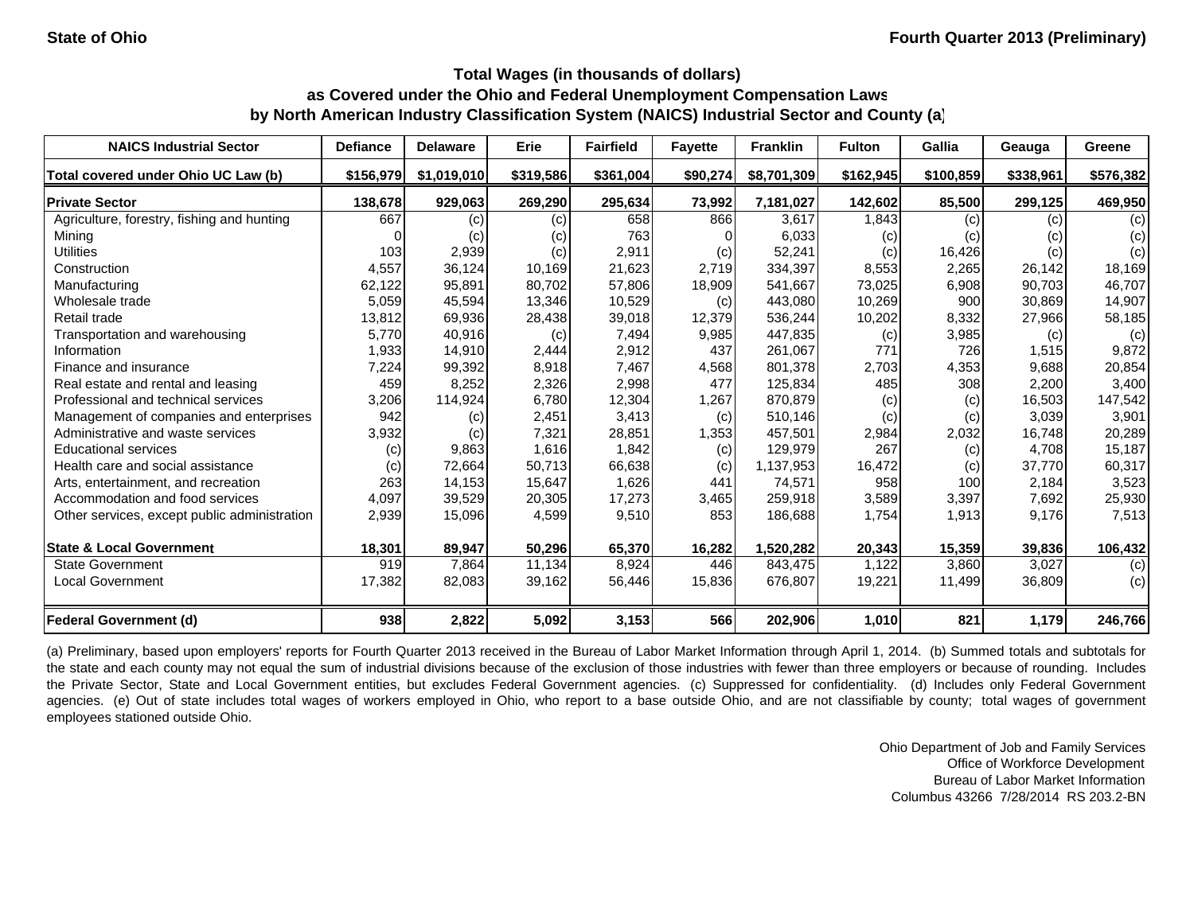State of Ohio | Fourth Quarter 2013 (Preliminary)

### Total Wages (in thousands of dollars)
### as Covered under the Ohio and Federal Unemployment Compensation Laws
### by North American Industry Classification System (NAICS) Industrial Sector and County (a)

| NAICS Industrial Sector | Defiance | Delaware | Erie | Fairfield | Fayette | Franklin | Fulton | Gallia | Geauga | Greene |
|---|---|---|---|---|---|---|---|---|---|---|
| **Total covered under Ohio UC Law (b)** | **$156,979** | **$1,019,010** | **$319,586** | **$361,004** | **$90,274** | **$8,701,309** | **$162,945** | **$100,859** | **$338,961** | **$576,382** |
| **Private Sector** | **138,678** | **929,063** | **269,290** | **295,634** | **73,992** | **7,181,027** | **142,602** | **85,500** | **299,125** | **469,950** |
| Agriculture, forestry, fishing and hunting | 667 | (c) | (c) | 658 | 866 | 3,617 | 1,843 | (c) | (c) | (c) |
| Mining | 0 | (c) | (c) | 763 | 0 | 6,033 | (c) | (c) | (c) | (c) |
| Utilities | 103 | 2,939 | (c) | 2,911 | (c) | 52,241 | (c) | 16,426 | (c) | (c) |
| Construction | 4,557 | 36,124 | 10,169 | 21,623 | 2,719 | 334,397 | 8,553 | 2,265 | 26,142 | 18,169 |
| Manufacturing | 62,122 | 95,891 | 80,702 | 57,806 | 18,909 | 541,667 | 73,025 | 6,908 | 90,703 | 46,707 |
| Wholesale trade | 5,059 | 45,594 | 13,346 | 10,529 | (c) | 443,080 | 10,269 | 900 | 30,869 | 14,907 |
| Retail trade | 13,812 | 69,936 | 28,438 | 39,018 | 12,379 | 536,244 | 10,202 | 8,332 | 27,966 | 58,185 |
| Transportation and warehousing | 5,770 | 40,916 | (c) | 7,494 | 9,985 | 447,835 | (c) | 3,985 | (c) | (c) |
| Information | 1,933 | 14,910 | 2,444 | 2,912 | 437 | 261,067 | 771 | 726 | 1,515 | 9,872 |
| Finance and insurance | 7,224 | 99,392 | 8,918 | 7,467 | 4,568 | 801,378 | 2,703 | 4,353 | 9,688 | 20,854 |
| Real estate and rental and leasing | 459 | 8,252 | 2,326 | 2,998 | 477 | 125,834 | 485 | 308 | 2,200 | 3,400 |
| Professional and technical services | 3,206 | 114,924 | 6,780 | 12,304 | 1,267 | 870,879 | (c) | (c) | 16,503 | 147,542 |
| Management of companies and enterprises | 942 | (c) | 2,451 | 3,413 | (c) | 510,146 | (c) | (c) | 3,039 | 3,901 |
| Administrative and waste services | 3,932 | (c) | 7,321 | 28,851 | 1,353 | 457,501 | 2,984 | 2,032 | 16,748 | 20,289 |
| Educational services | (c) | 9,863 | 1,616 | 1,842 | (c) | 129,979 | 267 | (c) | 4,708 | 15,187 |
| Health care and social assistance | (c) | 72,664 | 50,713 | 66,638 | (c) | 1,137,953 | 16,472 | (c) | 37,770 | 60,317 |
| Arts, entertainment, and recreation | 263 | 14,153 | 15,647 | 1,626 | 441 | 74,571 | 958 | 100 | 2,184 | 3,523 |
| Accommodation and food services | 4,097 | 39,529 | 20,305 | 17,273 | 3,465 | 259,918 | 3,589 | 3,397 | 7,692 | 25,930 |
| Other services, except public administration | 2,939 | 15,096 | 4,599 | 9,510 | 853 | 186,688 | 1,754 | 1,913 | 9,176 | 7,513 |
| **State & Local Government** | **18,301** | **89,947** | **50,296** | **65,370** | **16,282** | **1,520,282** | **20,343** | **15,359** | **39,836** | **106,432** |
| State Government | 919 | 7,864 | 11,134 | 8,924 | 446 | 843,475 | 1,122 | 3,860 | 3,027 | (c) |
| Local Government | 17,382 | 82,083 | 39,162 | 56,446 | 15,836 | 676,807 | 19,221 | 11,499 | 36,809 | (c) |
| **Federal Government (d)** | **938** | **2,822** | **5,092** | **3,153** | **566** | **202,906** | **1,010** | **821** | **1,179** | **246,766** |

(a) Preliminary, based upon employers' reports for Fourth Quarter 2013 received in the Bureau of Labor Market Information through April 1, 2014. (b) Summed totals and subtotals for the state and each county may not equal the sum of industrial divisions because of the exclusion of those industries with fewer than three employers or because of rounding. Includes the Private Sector, State and Local Government entities, but excludes Federal Government agencies. (c) Suppressed for confidentiality. (d) Includes only Federal Government agencies. (e) Out of state includes total wages of workers employed in Ohio, who report to a base outside Ohio, and are not classifiable by county; total wages of government employees stationed outside Ohio.

Ohio Department of Job and Family Services
Office of Workforce Development
Bureau of Labor Market Information
Columbus 43266 7/28/2014 RS 203.2-BN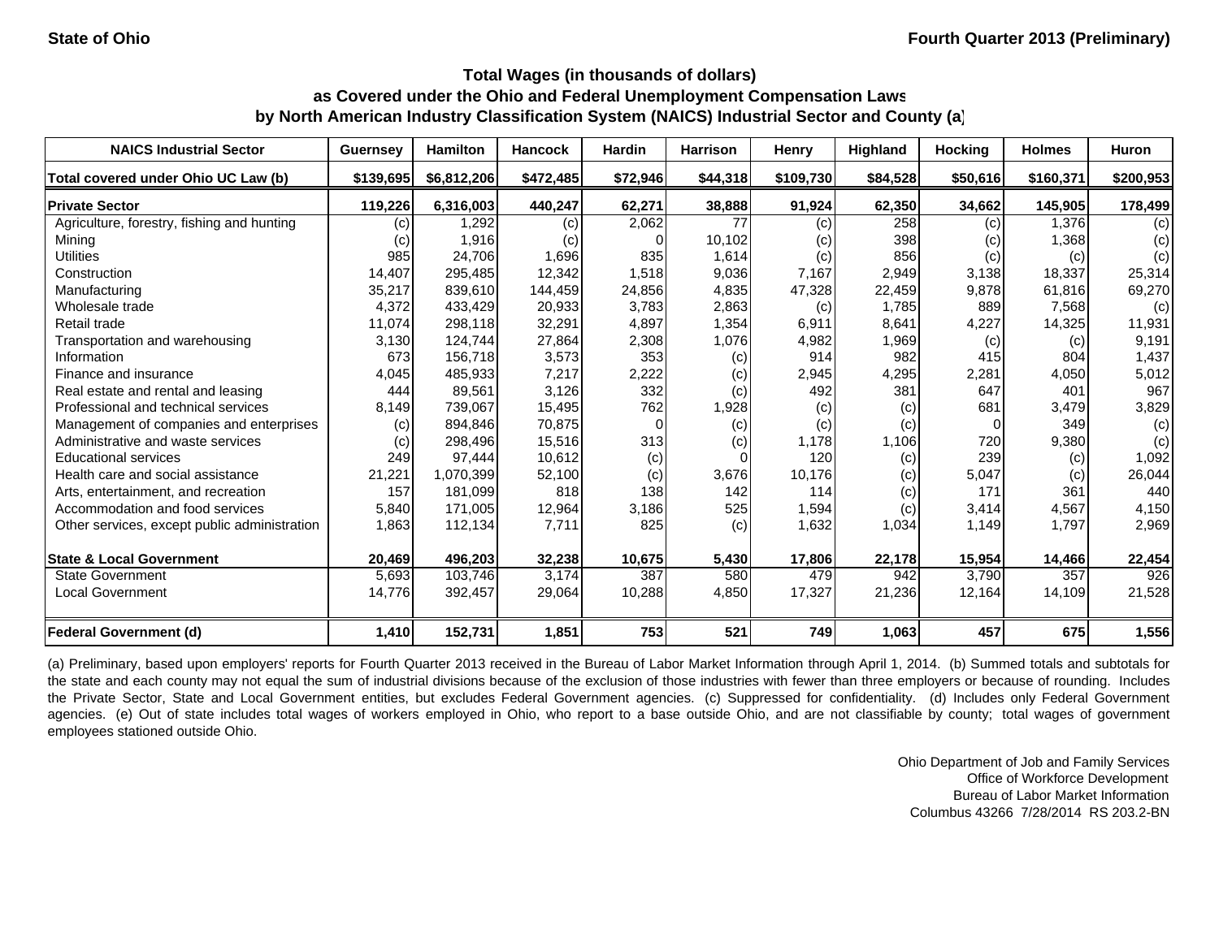State of Ohio

Fourth Quarter 2013 (Preliminary)

# Total Wages (in thousands of dollars) as Covered under the Ohio and Federal Unemployment Compensation Laws by North American Industry Classification System (NAICS) Industrial Sector and County (a)

| NAICS Industrial Sector | Guernsey | Hamilton | Hancock | Hardin | Harrison | Henry | Highland | Hocking | Holmes | Huron |
|---|---|---|---|---|---|---|---|---|---|---|
| Total covered under Ohio UC Law (b) | $139,695 | $6,812,206 | $472,485 | $72,946 | $44,318 | $109,730 | $84,528 | $50,616 | $160,371 | $200,953 |
| **Private Sector** | **119,226** | **6,316,003** | **440,247** | **62,271** | **38,888** | **91,924** | **62,350** | **34,662** | **145,905** | **178,499** |
| Agriculture, forestry, fishing and hunting | (c) | 1,292 | (c) | 2,062 | 77 | (c) | 258 | (c) | 1,376 | (c) |
| Mining | (c) | 1,916 | (c) | 0 | 10,102 | (c) | 398 | (c) | 1,368 | (c) |
| Utilities | 985 | 24,706 | 1,696 | 835 | 1,614 | (c) | 856 | (c) | (c) | (c) |
| Construction | 14,407 | 295,485 | 12,342 | 1,518 | 9,036 | 7,167 | 2,949 | 3,138 | 18,337 | 25,314 |
| Manufacturing | 35,217 | 839,610 | 144,459 | 24,856 | 4,835 | 47,328 | 22,459 | 9,878 | 61,816 | 69,270 |
| Wholesale trade | 4,372 | 433,429 | 20,933 | 3,783 | 2,863 | (c) | 1,785 | 889 | 7,568 | (c) |
| Retail trade | 11,074 | 298,118 | 32,291 | 4,897 | 1,354 | 6,911 | 8,641 | 4,227 | 14,325 | 11,931 |
| Transportation and warehousing | 3,130 | 124,744 | 27,864 | 2,308 | 1,076 | 4,982 | 1,969 | (c) | (c) | 9,191 |
| Information | 673 | 156,718 | 3,573 | 353 | (c) | 914 | 982 | 415 | 804 | 1,437 |
| Finance and insurance | 4,045 | 485,933 | 7,217 | 2,222 | (c) | 2,945 | 4,295 | 2,281 | 4,050 | 5,012 |
| Real estate and rental and leasing | 444 | 89,561 | 3,126 | 332 | (c) | 492 | 381 | 647 | 401 | 967 |
| Professional and technical services | 8,149 | 739,067 | 15,495 | 762 | 1,928 | (c) | (c) | 681 | 3,479 | 3,829 |
| Management of companies and enterprises | (c) | 894,846 | 70,875 | 0 | (c) | (c) | (c) | 0 | 349 | (c) |
| Administrative and waste services | (c) | 298,496 | 15,516 | 313 | (c) | 1,178 | 1,106 | 720 | 9,380 | (c) |
| Educational services | 249 | 97,444 | 10,612 | (c) | 0 | 120 | (c) | 239 | (c) | 1,092 |
| Health care and social assistance | 21,221 | 1,070,399 | 52,100 | (c) | 3,676 | 10,176 | (c) | 5,047 | (c) | 26,044 |
| Arts, entertainment, and recreation | 157 | 181,099 | 818 | 138 | 142 | 114 | (c) | 171 | 361 | 440 |
| Accommodation and food services | 5,840 | 171,005 | 12,964 | 3,186 | 525 | 1,594 | (c) | 3,414 | 4,567 | 4,150 |
| Other services, except public administration | 1,863 | 112,134 | 7,711 | 825 | (c) | 1,632 | 1,034 | 1,149 | 1,797 | 2,969 |
| **State & Local Government** | **20,469** | **496,203** | **32,238** | **10,675** | **5,430** | **17,806** | **22,178** | **15,954** | **14,466** | **22,454** |
| State Government | 5,693 | 103,746 | 3,174 | 387 | 580 | 479 | 942 | 3,790 | 357 | 926 |
| Local Government | 14,776 | 392,457 | 29,064 | 10,288 | 4,850 | 17,327 | 21,236 | 12,164 | 14,109 | 21,528 |
| **Federal Government (d)** | **1,410** | **152,731** | **1,851** | **753** | **521** | **749** | **1,063** | **457** | **675** | **1,556** |

(a) Preliminary, based upon employers' reports for Fourth Quarter 2013 received in the Bureau of Labor Market Information through April 1, 2014. (b) Summed totals and subtotals for the state and each county may not equal the sum of industrial divisions because of the exclusion of those industries with fewer than three employers or because of rounding. Includes the Private Sector, State and Local Government entities, but excludes Federal Government agencies. (c) Suppressed for confidentiality. (d) Includes only Federal Government agencies. (e) Out of state includes total wages of workers employed in Ohio, who report to a base outside Ohio, and are not classifiable by county; total wages of government employees stationed outside Ohio.

Ohio Department of Job and Family Services
Office of Workforce Development
Bureau of Labor Market Information
Columbus 43266 7/28/2014 RS 203.2-BN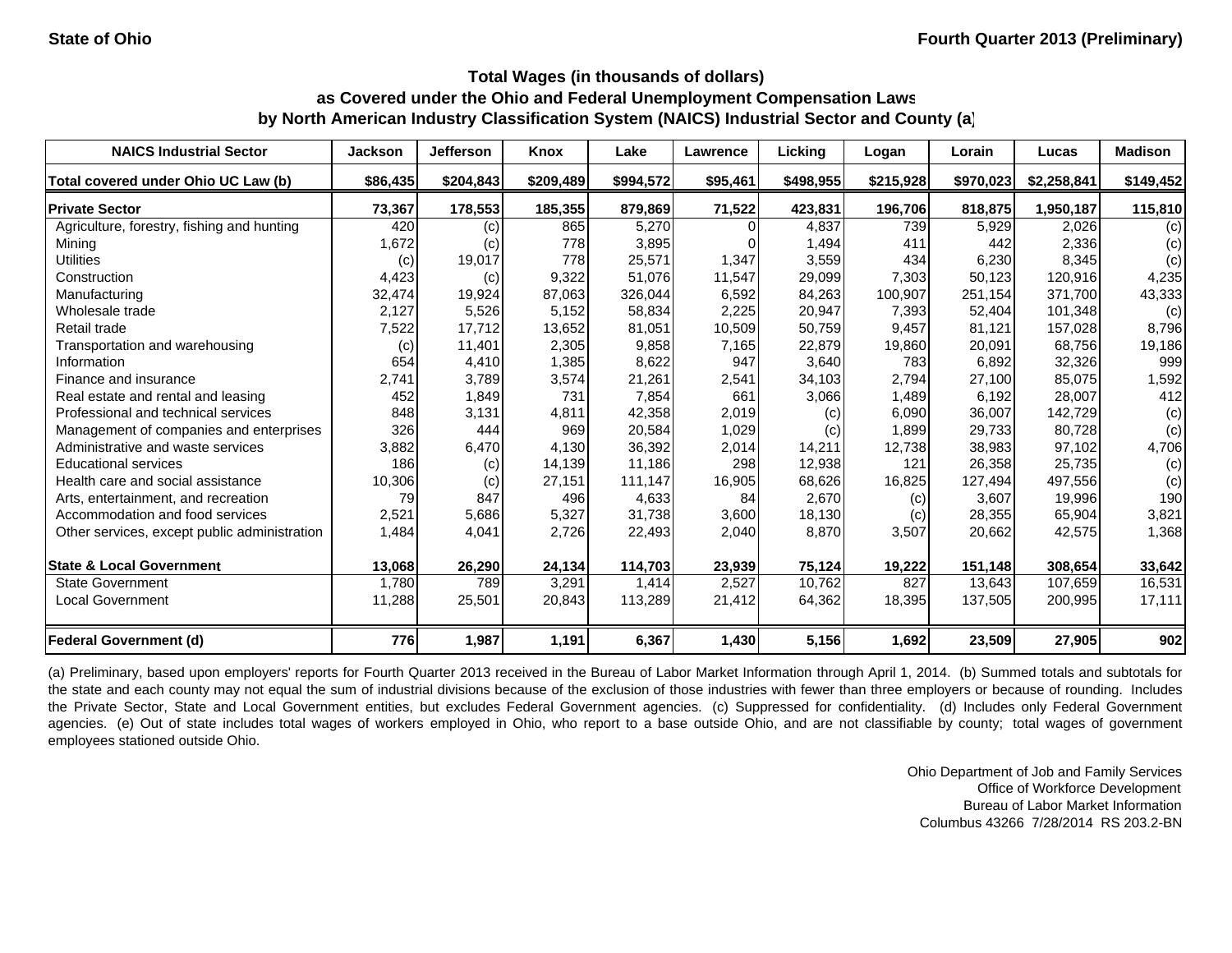State of Ohio — Fourth Quarter 2013 (Preliminary)

## Total Wages (in thousands of dollars) as Covered under the Ohio and Federal Unemployment Compensation Laws by North American Industry Classification System (NAICS) Industrial Sector and County (a)

| NAICS Industrial Sector | Jackson | Jefferson | Knox | Lake | Lawrence | Licking | Logan | Lorain | Lucas | Madison |
|---|---|---|---|---|---|---|---|---|---|---|
| **Total covered under Ohio UC Law (b)** | **$86,435** | **$204,843** | **$209,489** | **$994,572** | **$95,461** | **$498,955** | **$215,928** | **$970,023** | **$2,258,841** | **$149,452** |
| **Private Sector** | **73,367** | **178,553** | **185,355** | **879,869** | **71,522** | **423,831** | **196,706** | **818,875** | **1,950,187** | **115,810** |
| Agriculture, forestry, fishing and hunting | 420 | (c) | 865 | 5,270 | 0 | 4,837 | 739 | 5,929 | 2,026 | (c) |
| Mining | 1,672 | (c) | 778 | 3,895 | 0 | 1,494 | 411 | 442 | 2,336 | (c) |
| Utilities | (c) | 19,017 | 778 | 25,571 | 1,347 | 3,559 | 434 | 6,230 | 8,345 | (c) |
| Construction | 4,423 | (c) | 9,322 | 51,076 | 11,547 | 29,099 | 7,303 | 50,123 | 120,916 | 4,235 |
| Manufacturing | 32,474 | 19,924 | 87,063 | 326,044 | 6,592 | 84,263 | 100,907 | 251,154 | 371,700 | 43,333 |
| Wholesale trade | 2,127 | 5,526 | 5,152 | 58,834 | 2,225 | 20,947 | 7,393 | 52,404 | 101,348 | (c) |
| Retail trade | 7,522 | 17,712 | 13,652 | 81,051 | 10,509 | 50,759 | 9,457 | 81,121 | 157,028 | 8,796 |
| Transportation and warehousing | (c) | 11,401 | 2,305 | 9,858 | 7,165 | 22,879 | 19,860 | 20,091 | 68,756 | 19,186 |
| Information | 654 | 4,410 | 1,385 | 8,622 | 947 | 3,640 | 783 | 6,892 | 32,326 | 999 |
| Finance and insurance | 2,741 | 3,789 | 3,574 | 21,261 | 2,541 | 34,103 | 2,794 | 27,100 | 85,075 | 1,592 |
| Real estate and rental and leasing | 452 | 1,849 | 731 | 7,854 | 661 | 3,066 | 1,489 | 6,192 | 28,007 | 412 |
| Professional and technical services | 848 | 3,131 | 4,811 | 42,358 | 2,019 | (c) | 6,090 | 36,007 | 142,729 | (c) |
| Management of companies and enterprises | 326 | 444 | 969 | 20,584 | 1,029 | (c) | 1,899 | 29,733 | 80,728 | (c) |
| Administrative and waste services | 3,882 | 6,470 | 4,130 | 36,392 | 2,014 | 14,211 | 12,738 | 38,983 | 97,102 | 4,706 |
| Educational services | 186 | (c) | 14,139 | 11,186 | 298 | 12,938 | 121 | 26,358 | 25,735 | (c) |
| Health care and social assistance | 10,306 | (c) | 27,151 | 111,147 | 16,905 | 68,626 | 16,825 | 127,494 | 497,556 | (c) |
| Arts, entertainment, and recreation | 79 | 847 | 496 | 4,633 | 84 | 2,670 | (c) | 3,607 | 19,996 | 190 |
| Accommodation and food services | 2,521 | 5,686 | 5,327 | 31,738 | 3,600 | 18,130 | (c) | 28,355 | 65,904 | 3,821 |
| Other services, except public administration | 1,484 | 4,041 | 2,726 | 22,493 | 2,040 | 8,870 | 3,507 | 20,662 | 42,575 | 1,368 |
| **State & Local Government** | **13,068** | **26,290** | **24,134** | **114,703** | **23,939** | **75,124** | **19,222** | **151,148** | **308,654** | **33,642** |
| State Government | 1,780 | 789 | 3,291 | 1,414 | 2,527 | 10,762 | 827 | 13,643 | 107,659 | 16,531 |
| Local Government | 11,288 | 25,501 | 20,843 | 113,289 | 21,412 | 64,362 | 18,395 | 137,505 | 200,995 | 17,111 |
| **Federal Government (d)** | **776** | **1,987** | **1,191** | **6,367** | **1,430** | **5,156** | **1,692** | **23,509** | **27,905** | **902** |

(a) Preliminary, based upon employers' reports for Fourth Quarter 2013 received in the Bureau of Labor Market Information through April 1, 2014. (b) Summed totals and subtotals for the state and each county may not equal the sum of industrial divisions because of the exclusion of those industries with fewer than three employers or because of rounding. Includes the Private Sector, State and Local Government entities, but excludes Federal Government agencies. (c) Suppressed for confidentiality. (d) Includes only Federal Government agencies. (e) Out of state includes total wages of workers employed in Ohio, who report to a base outside Ohio, and are not classifiable by county; total wages of government employees stationed outside Ohio.

Ohio Department of Job and Family Services
Office of Workforce Development
Bureau of Labor Market Information
Columbus 43266 7/28/2014 RS 203.2-BN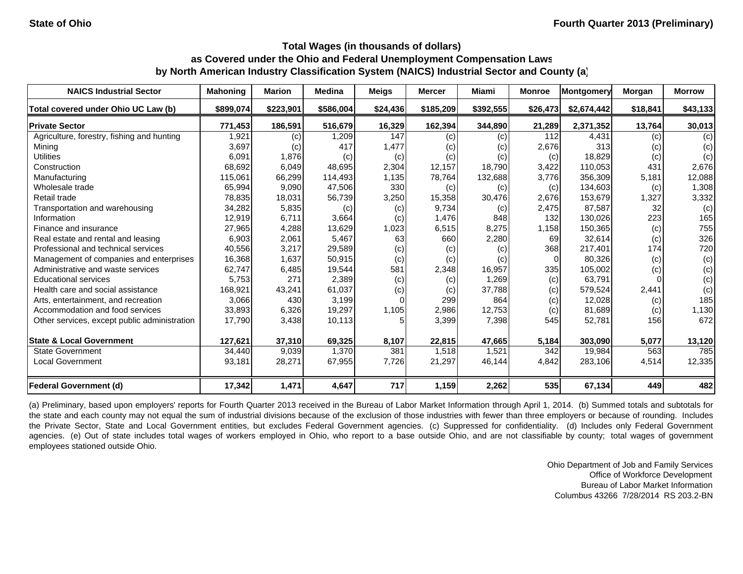State of Ohio

Fourth Quarter 2013 (Preliminary)

**Total Wages (in thousands of dollars)**
**as Covered under the Ohio and Federal Unemployment Compensation Laws**
**by North American Industry Classification System (NAICS) Industrial Sector and County (a)**

| NAICS Industrial Sector | Mahoning | Marion | Medina | Meigs | Mercer | Miami | Monroe | Montgomery | Morgan | Morrow |
|---|---|---|---|---|---|---|---|---|---|---|
| **Total covered under Ohio UC Law (b)** | **$899,074** | **$223,901** | **$586,004** | **$24,436** | **$185,209** | **$392,555** | **$26,473** | **$2,674,442** | **$18,841** | **$43,133** |
| **Private Sector** | **771,453** | **186,591** | **516,679** | **16,329** | **162,394** | **344,890** | **21,289** | **2,371,352** | **13,764** | **30,013** |
| Agriculture, forestry, fishing and hunting | 1,921 | (c) | 1,209 | 147 | (c) | (c) | 112 | 4,431 | (c) | (c) |
| Mining | 3,697 | (c) | 417 | 1,477 | (c) | (c) | 2,676 | 313 | (c) | (c) |
| Utilities | 6,091 | 1,876 | (c) | (c) | (c) | (c) | (c) | 18,829 | (c) | (c) |
| Construction | 68,692 | 6,049 | 48,695 | 2,304 | 12,157 | 18,790 | 3,422 | 110,053 | 431 | 2,676 |
| Manufacturing | 115,061 | 66,299 | 114,493 | 1,135 | 78,764 | 132,688 | 3,776 | 356,309 | 5,181 | 12,088 |
| Wholesale trade | 65,994 | 9,090 | 47,506 | 330 | (c) | (c) | (c) | 134,603 | (c) | 1,308 |
| Retail trade | 78,835 | 18,031 | 56,739 | 3,250 | 15,358 | 30,476 | 2,676 | 153,679 | 1,327 | 3,332 |
| Transportation and warehousing | 34,282 | 5,835 | (c) | (c) | 9,734 | (c) | 2,475 | 87,587 | 32 | (c) |
| Information | 12,919 | 6,711 | 3,664 | (c) | 1,476 | 848 | 132 | 130,026 | 223 | 165 |
| Finance and insurance | 27,965 | 4,288 | 13,629 | 1,023 | 6,515 | 8,275 | 1,158 | 150,365 | (c) | 755 |
| Real estate and rental and leasing | 6,903 | 2,061 | 5,467 | 63 | 660 | 2,280 | 69 | 32,614 | (c) | 326 |
| Professional and technical services | 40,556 | 3,217 | 29,589 | (c) | (c) | (c) | 368 | 217,401 | 174 | 720 |
| Management of companies and enterprises | 16,368 | 1,637 | 50,915 | (c) | (c) | (c) | 0 | 80,326 | (c) | (c) |
| Administrative and waste services | 62,747 | 6,485 | 19,544 | 581 | 2,348 | 16,957 | 335 | 105,002 | (c) | (c) |
| Educational services | 5,753 | 271 | 2,389 | (c) | (c) | 1,269 | (c) | 63,791 | 0 | (c) |
| Health care and social assistance | 168,921 | 43,241 | 61,037 | (c) | (c) | 37,788 | (c) | 579,524 | 2,441 | (c) |
| Arts, entertainment, and recreation | 3,066 | 430 | 3,199 | 0 | 299 | 864 | (c) | 12,028 | (c) | 185 |
| Accommodation and food services | 33,893 | 6,326 | 19,297 | 1,105 | 2,986 | 12,753 | (c) | 81,689 | (c) | 1,130 |
| Other services, except public administration | 17,790 | 3,438 | 10,113 | 5 | 3,399 | 7,398 | 545 | 52,781 | 156 | 672 |
| **State & Local Government** | **127,621** | **37,310** | **69,325** | **8,107** | **22,815** | **47,665** | **5,184** | **303,090** | **5,077** | **13,120** |
| State Government | 34,440 | 9,039 | 1,370 | 381 | 1,518 | 1,521 | 342 | 19,984 | 563 | 785 |
| Local Government | 93,181 | 28,271 | 67,955 | 7,726 | 21,297 | 46,144 | 4,842 | 283,106 | 4,514 | 12,335 |
| **Federal Government (d)** | **17,342** | **1,471** | **4,647** | **717** | **1,159** | **2,262** | **535** | **67,134** | **449** | **482** |

(a) Preliminary, based upon employers' reports for Fourth Quarter 2013 received in the Bureau of Labor Market Information through April 1, 2014. (b) Summed totals and subtotals for the state and each county may not equal the sum of industrial divisions because of the exclusion of those industries with fewer than three employers or because of rounding. Includes the Private Sector, State and Local Government entities, but excludes Federal Government agencies. (c) Suppressed for confidentiality. (d) Includes only Federal Government agencies. (e) Out of state includes total wages of workers employed in Ohio, who report to a base outside Ohio, and are not classifiable by county; total wages of government employees stationed outside Ohio.

Ohio Department of Job and Family Services
Office of Workforce Development
Bureau of Labor Market Information
Columbus 43266 7/28/2014 RS 203.2-BN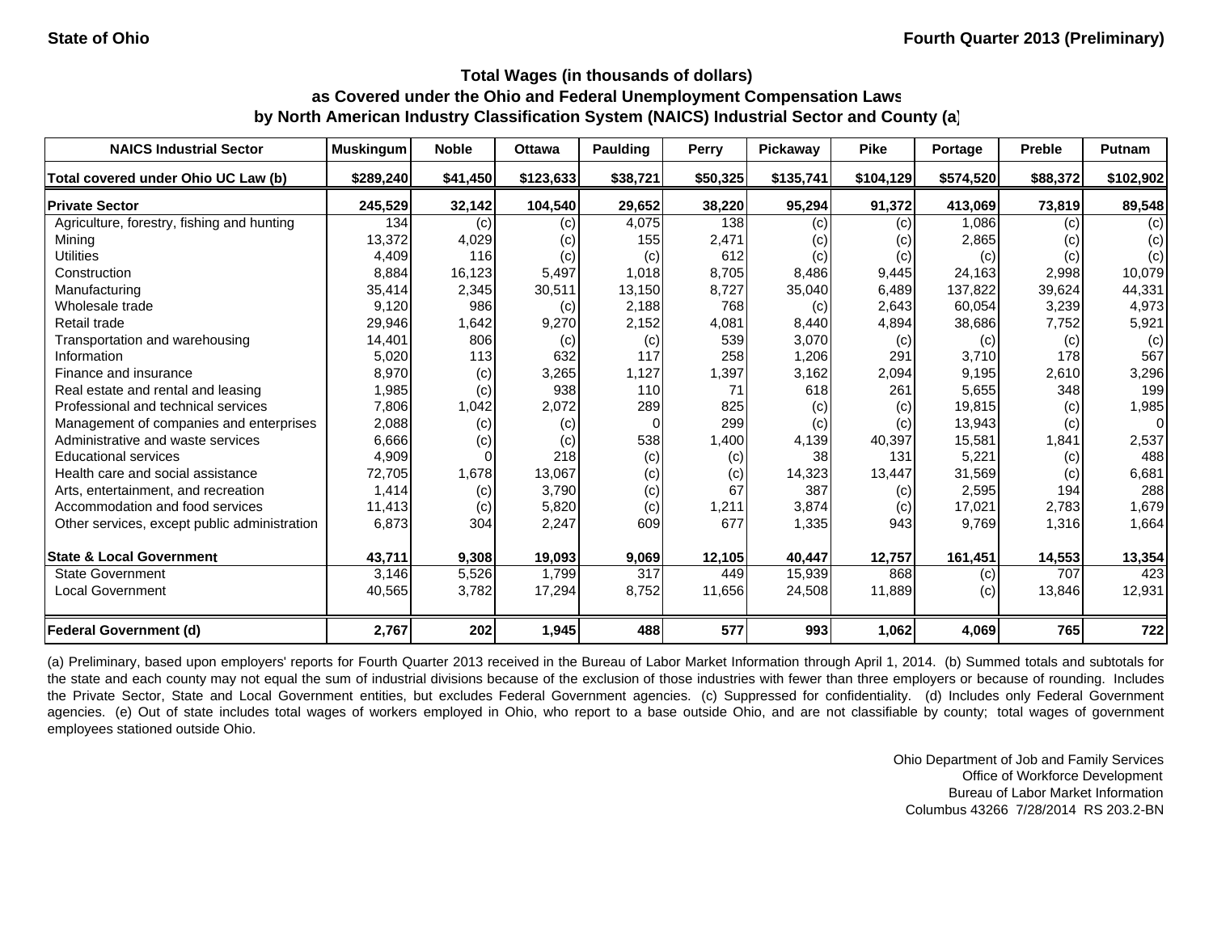State of Ohio | Fourth Quarter 2013 (Preliminary)

## Total Wages (in thousands of dollars)
## as Covered under the Ohio and Federal Unemployment Compensation Laws
## by North American Industry Classification System (NAICS) Industrial Sector and County (a)

| NAICS Industrial Sector | Muskingum | Noble | Ottawa | Paulding | Perry | Pickaway | Pike | Portage | Preble | Putnam |
|---|---|---|---|---|---|---|---|---|---|---|
| **Total covered under Ohio UC Law (b)** | **$289,240** | **$41,450** | **$123,633** | **$38,721** | **$50,325** | **$135,741** | **$104,129** | **$574,520** | **$88,372** | **$102,902** |
| **Private Sector** | **245,529** | **32,142** | **104,540** | **29,652** | **38,220** | **95,294** | **91,372** | **413,069** | **73,819** | **89,548** |
| Agriculture, forestry, fishing and hunting | 134 | (c) | (c) | 4,075 | 138 | (c) | (c) | 1,086 | (c) | (c) |
| Mining | 13,372 | 4,029 | (c) | 155 | 2,471 | (c) | (c) | 2,865 | (c) | (c) |
| Utilities | 4,409 | 116 | (c) | (c) | 612 | (c) | (c) | (c) | (c) | (c) |
| Construction | 8,884 | 16,123 | 5,497 | 1,018 | 8,705 | 8,486 | 9,445 | 24,163 | 2,998 | 10,079 |
| Manufacturing | 35,414 | 2,345 | 30,511 | 13,150 | 8,727 | 35,040 | 6,489 | 137,822 | 39,624 | 44,331 |
| Wholesale trade | 9,120 | 986 | (c) | 2,188 | 768 | (c) | 2,643 | 60,054 | 3,239 | 4,973 |
| Retail trade | 29,946 | 1,642 | 9,270 | 2,152 | 4,081 | 8,440 | 4,894 | 38,686 | 7,752 | 5,921 |
| Transportation and warehousing | 14,401 | 806 | (c) | (c) | 539 | 3,070 | (c) | (c) | (c) | (c) |
| Information | 5,020 | 113 | 632 | 117 | 258 | 1,206 | 291 | 3,710 | 178 | 567 |
| Finance and insurance | 8,970 | (c) | 3,265 | 1,127 | 1,397 | 3,162 | 2,094 | 9,195 | 2,610 | 3,296 |
| Real estate and rental and leasing | 1,985 | (c) | 938 | 110 | 71 | 618 | 261 | 5,655 | 348 | 199 |
| Professional and technical services | 7,806 | 1,042 | 2,072 | 289 | 825 | (c) | (c) | 19,815 | (c) | 1,985 |
| Management of companies and enterprises | 2,088 | (c) | (c) | 0 | 299 | (c) | (c) | 13,943 | (c) | 0 |
| Administrative and waste services | 6,666 | (c) | (c) | 538 | 1,400 | 4,139 | 40,397 | 15,581 | 1,841 | 2,537 |
| Educational services | 4,909 | 0 | 218 | (c) | (c) | 38 | 131 | 5,221 | (c) | 488 |
| Health care and social assistance | 72,705 | 1,678 | 13,067 | (c) | (c) | 14,323 | 13,447 | 31,569 | (c) | 6,681 |
| Arts, entertainment, and recreation | 1,414 | (c) | 3,790 | (c) | 67 | 387 | (c) | 2,595 | 194 | 288 |
| Accommodation and food services | 11,413 | (c) | 5,820 | (c) | 1,211 | 3,874 | (c) | 17,021 | 2,783 | 1,679 |
| Other services, except public administration | 6,873 | 304 | 2,247 | 609 | 677 | 1,335 | 943 | 9,769 | 1,316 | 1,664 |
| **State & Local Government** | **43,711** | **9,308** | **19,093** | **9,069** | **12,105** | **40,447** | **12,757** | **161,451** | **14,553** | **13,354** |
| State Government | 3,146 | 5,526 | 1,799 | 317 | 449 | 15,939 | 868 | (c) | 707 | 423 |
| Local Government | 40,565 | 3,782 | 17,294 | 8,752 | 11,656 | 24,508 | 11,889 | (c) | 13,846 | 12,931 |
| **Federal Government (d)** | **2,767** | **202** | **1,945** | **488** | **577** | **993** | **1,062** | **4,069** | **765** | **722** |

(a) Preliminary, based upon employers' reports for Fourth Quarter 2013 received in the Bureau of Labor Market Information through April 1, 2014. (b) Summed totals and subtotals for the state and each county may not equal the sum of industrial divisions because of the exclusion of those industries with fewer than three employers or because of rounding. Includes the Private Sector, State and Local Government entities, but excludes Federal Government agencies. (c) Suppressed for confidentiality. (d) Includes only Federal Government agencies. (e) Out of state includes total wages of workers employed in Ohio, who report to a base outside Ohio, and are not classifiable by county; total wages of government employees stationed outside Ohio.

Ohio Department of Job and Family Services
Office of Workforce Development
Bureau of Labor Market Information
Columbus 43266 7/28/2014 RS 203.2-BN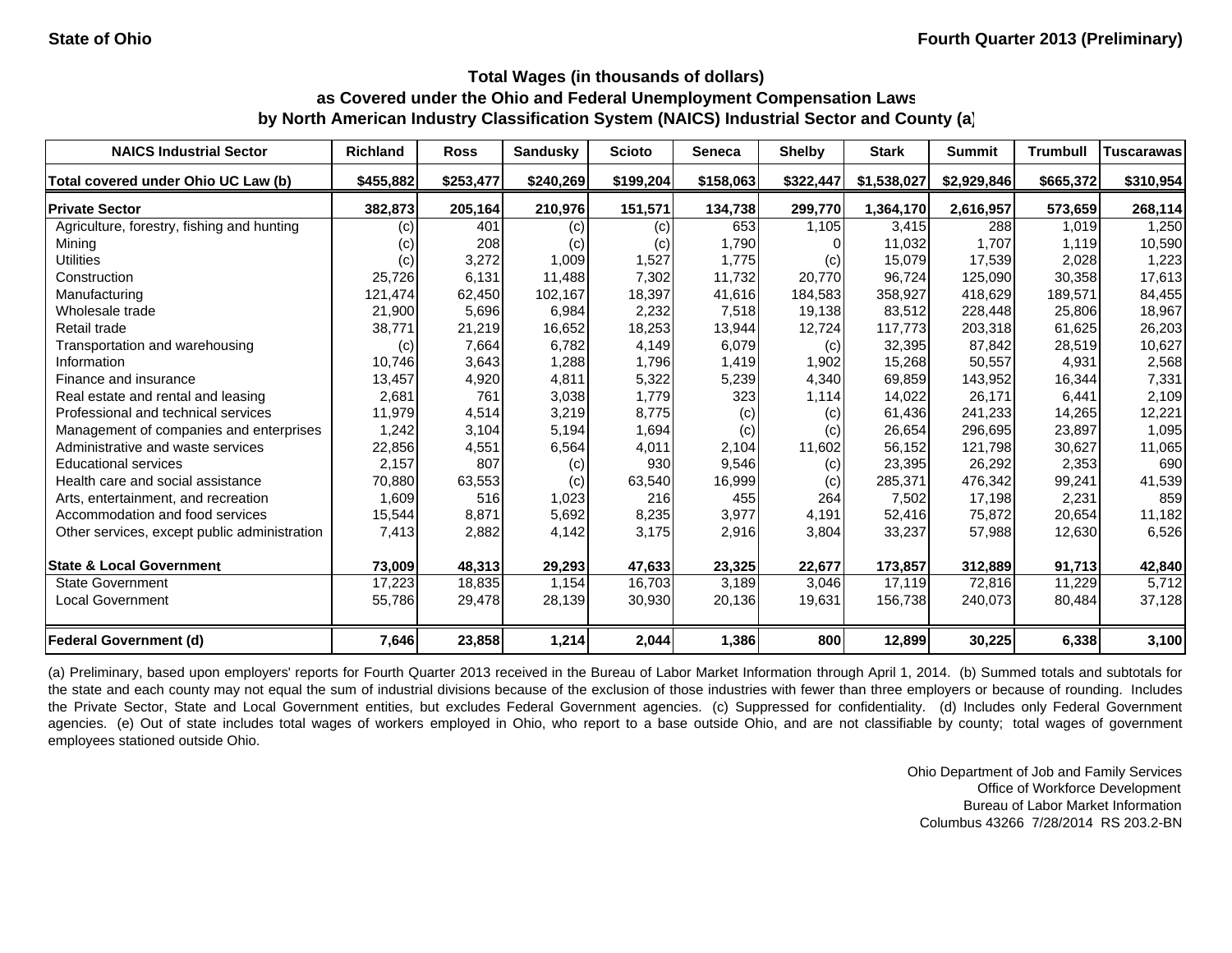State of Ohio

Fourth Quarter 2013 (Preliminary)

**Total Wages (in thousands of dollars)**
**as Covered under the Ohio and Federal Unemployment Compensation Laws**
**by North American Industry Classification System (NAICS) Industrial Sector and County (a)**

| NAICS Industrial Sector | Richland | Ross | Sandusky | Scioto | Seneca | Shelby | Stark | Summit | Trumbull | Tuscarawas |
|---|---|---|---|---|---|---|---|---|---|---|
| **Total covered under Ohio UC Law (b)** | **$455,882** | **$253,477** | **$240,269** | **$199,204** | **$158,063** | **$322,447** | **$1,538,027** | **$2,929,846** | **$665,372** | **$310,954** |
| **Private Sector** | **382,873** | **205,164** | **210,976** | **151,571** | **134,738** | **299,770** | **1,364,170** | **2,616,957** | **573,659** | **268,114** |
| Agriculture, forestry, fishing and hunting | (c) | 401 | (c) | (c) | 653 | 1,105 | 3,415 | 288 | 1,019 | 1,250 |
| Mining | (c) | 208 | (c) | (c) | 1,790 | 0 | 11,032 | 1,707 | 1,119 | 10,590 |
| Utilities | (c) | 3,272 | 1,009 | 1,527 | 1,775 | (c) | 15,079 | 17,539 | 2,028 | 1,223 |
| Construction | 25,726 | 6,131 | 11,488 | 7,302 | 11,732 | 20,770 | 96,724 | 125,090 | 30,358 | 17,613 |
| Manufacturing | 121,474 | 62,450 | 102,167 | 18,397 | 41,616 | 184,583 | 358,927 | 418,629 | 189,571 | 84,455 |
| Wholesale trade | 21,900 | 5,696 | 6,984 | 2,232 | 7,518 | 19,138 | 83,512 | 228,448 | 25,806 | 18,967 |
| Retail trade | 38,771 | 21,219 | 16,652 | 18,253 | 13,944 | 12,724 | 117,773 | 203,318 | 61,625 | 26,203 |
| Transportation and warehousing | (c) | 7,664 | 6,782 | 4,149 | 6,079 | (c) | 32,395 | 87,842 | 28,519 | 10,627 |
| Information | 10,746 | 3,643 | 1,288 | 1,796 | 1,419 | 1,902 | 15,268 | 50,557 | 4,931 | 2,568 |
| Finance and insurance | 13,457 | 4,920 | 4,811 | 5,322 | 5,239 | 4,340 | 69,859 | 143,952 | 16,344 | 7,331 |
| Real estate and rental and leasing | 2,681 | 761 | 3,038 | 1,779 | 323 | 1,114 | 14,022 | 26,171 | 6,441 | 2,109 |
| Professional and technical services | 11,979 | 4,514 | 3,219 | 8,775 | (c) | (c) | 61,436 | 241,233 | 14,265 | 12,221 |
| Management of companies and enterprises | 1,242 | 3,104 | 5,194 | 1,694 | (c) | (c) | 26,654 | 296,695 | 23,897 | 1,095 |
| Administrative and waste services | 22,856 | 4,551 | 6,564 | 4,011 | 2,104 | 11,602 | 56,152 | 121,798 | 30,627 | 11,065 |
| Educational services | 2,157 | 807 | (c) | 930 | 9,546 | (c) | 23,395 | 26,292 | 2,353 | 690 |
| Health care and social assistance | 70,880 | 63,553 | (c) | 63,540 | 16,999 | (c) | 285,371 | 476,342 | 99,241 | 41,539 |
| Arts, entertainment, and recreation | 1,609 | 516 | 1,023 | 216 | 455 | 264 | 7,502 | 17,198 | 2,231 | 859 |
| Accommodation and food services | 15,544 | 8,871 | 5,692 | 8,235 | 3,977 | 4,191 | 52,416 | 75,872 | 20,654 | 11,182 |
| Other services, except public administration | 7,413 | 2,882 | 4,142 | 3,175 | 2,916 | 3,804 | 33,237 | 57,988 | 12,630 | 6,526 |
| **State & Local Government** | **73,009** | **48,313** | **29,293** | **47,633** | **23,325** | **22,677** | **173,857** | **312,889** | **91,713** | **42,840** |
| State Government | 17,223 | 18,835 | 1,154 | 16,703 | 3,189 | 3,046 | 17,119 | 72,816 | 11,229 | 5,712 |
| Local Government | 55,786 | 29,478 | 28,139 | 30,930 | 20,136 | 19,631 | 156,738 | 240,073 | 80,484 | 37,128 |
| **Federal Government (d)** | **7,646** | **23,858** | **1,214** | **2,044** | **1,386** | **800** | **12,899** | **30,225** | **6,338** | **3,100** |

(a) Preliminary, based upon employers' reports for Fourth Quarter 2013 received in the Bureau of Labor Market Information through April 1, 2014. (b) Summed totals and subtotals for the state and each county may not equal the sum of industrial divisions because of the exclusion of those industries with fewer than three employers or because of rounding. Includes the Private Sector, State and Local Government entities, but excludes Federal Government agencies. (c) Suppressed for confidentiality. (d) Includes only Federal Government agencies. (e) Out of state includes total wages of workers employed in Ohio, who report to a base outside Ohio, and are not classifiable by county; total wages of government employees stationed outside Ohio.

Ohio Department of Job and Family Services
Office of Workforce Development
Bureau of Labor Market Information
Columbus 43266 7/28/2014 RS 203.2-BN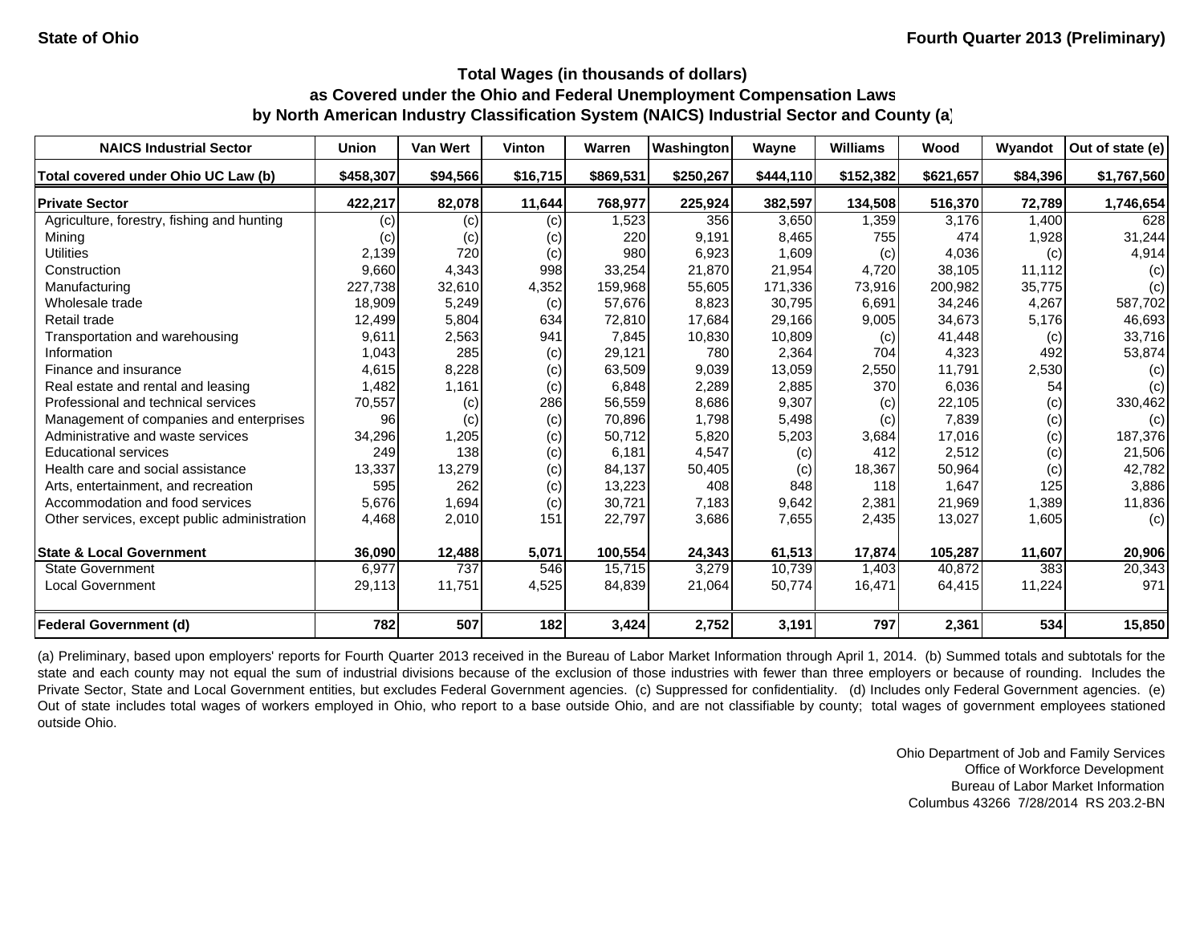State of Ohio — Fourth Quarter 2013 (Preliminary)

## Total Wages (in thousands of dollars) as Covered under the Ohio and Federal Unemployment Compensation Laws by North American Industry Classification System (NAICS) Industrial Sector and County (a)

| NAICS Industrial Sector | Union | Van Wert | Vinton | Warren | Washington | Wayne | Williams | Wood | Wyandot | Out of state (e) |
|---|---|---|---|---|---|---|---|---|---|---|
| **Total covered under Ohio UC Law (b)** | **$458,307** | **$94,566** | **$16,715** | **$869,531** | **$250,267** | **$444,110** | **$152,382** | **$621,657** | **$84,396** | **$1,767,560** |
| **Private Sector** | **422,217** | **82,078** | **11,644** | **768,977** | **225,924** | **382,597** | **134,508** | **516,370** | **72,789** | **1,746,654** |
| Agriculture, forestry, fishing and hunting | (c) | (c) | (c) | 1,523 | 356 | 3,650 | 1,359 | 3,176 | 1,400 | 628 |
| Mining | (c) | (c) | (c) | 220 | 9,191 | 8,465 | 755 | 474 | 1,928 | 31,244 |
| Utilities | 2,139 | 720 | (c) | 980 | 6,923 | 1,609 | (c) | 4,036 | (c) | 4,914 |
| Construction | 9,660 | 4,343 | 998 | 33,254 | 21,870 | 21,954 | 4,720 | 38,105 | 11,112 | (c) |
| Manufacturing | 227,738 | 32,610 | 4,352 | 159,968 | 55,605 | 171,336 | 73,916 | 200,982 | 35,775 | (c) |
| Wholesale trade | 18,909 | 5,249 | (c) | 57,676 | 8,823 | 30,795 | 6,691 | 34,246 | 4,267 | 587,702 |
| Retail trade | 12,499 | 5,804 | 634 | 72,810 | 17,684 | 29,166 | 9,005 | 34,673 | 5,176 | 46,693 |
| Transportation and warehousing | 9,611 | 2,563 | 941 | 7,845 | 10,830 | 10,809 | (c) | 41,448 | (c) | 33,716 |
| Information | 1,043 | 285 | (c) | 29,121 | 780 | 2,364 | 704 | 4,323 | 492 | 53,874 |
| Finance and insurance | 4,615 | 8,228 | (c) | 63,509 | 9,039 | 13,059 | 2,550 | 11,791 | 2,530 | (c) |
| Real estate and rental and leasing | 1,482 | 1,161 | (c) | 6,848 | 2,289 | 2,885 | 370 | 6,036 | 54 | (c) |
| Professional and technical services | 70,557 | (c) | 286 | 56,559 | 8,686 | 9,307 | (c) | 22,105 | (c) | 330,462 |
| Management of companies and enterprises | 96 | (c) | (c) | 70,896 | 1,798 | 5,498 | (c) | 7,839 | (c) | (c) |
| Administrative and waste services | 34,296 | 1,205 | (c) | 50,712 | 5,820 | 5,203 | 3,684 | 17,016 | (c) | 187,376 |
| Educational services | 249 | 138 | (c) | 6,181 | 4,547 | (c) | 412 | 2,512 | (c) | 21,506 |
| Health care and social assistance | 13,337 | 13,279 | (c) | 84,137 | 50,405 | (c) | 18,367 | 50,964 | (c) | 42,782 |
| Arts, entertainment, and recreation | 595 | 262 | (c) | 13,223 | 408 | 848 | 118 | 1,647 | 125 | 3,886 |
| Accommodation and food services | 5,676 | 1,694 | (c) | 30,721 | 7,183 | 9,642 | 2,381 | 21,969 | 1,389 | 11,836 |
| Other services, except public administration | 4,468 | 2,010 | 151 | 22,797 | 3,686 | 7,655 | 2,435 | 13,027 | 1,605 | (c) |
| **State & Local Government** | **36,090** | **12,488** | **5,071** | **100,554** | **24,343** | **61,513** | **17,874** | **105,287** | **11,607** | **20,906** |
| State Government | 6,977 | 737 | 546 | 15,715 | 3,279 | 10,739 | 1,403 | 40,872 | 383 | 20,343 |
| Local Government | 29,113 | 11,751 | 4,525 | 84,839 | 21,064 | 50,774 | 16,471 | 64,415 | 11,224 | 971 |
| **Federal Government (d)** | **782** | **507** | **182** | **3,424** | **2,752** | **3,191** | **797** | **2,361** | **534** | **15,850** |

(a) Preliminary, based upon employers' reports for Fourth Quarter 2013 received in the Bureau of Labor Market Information through April 1, 2014. (b) Summed totals and subtotals for the state and each county may not equal the sum of industrial divisions because of the exclusion of those industries with fewer than three employers or because of rounding. Includes the Private Sector, State and Local Government entities, but excludes Federal Government agencies. (c) Suppressed for confidentiality. (d) Includes only Federal Government agencies. (e) Out of state includes total wages of workers employed in Ohio, who report to a base outside Ohio, and are not classifiable by county; total wages of government employees stationed outside Ohio.

Ohio Department of Job and Family Services
Office of Workforce Development
Bureau of Labor Market Information
Columbus 43266 7/28/2014 RS 203.2-BN